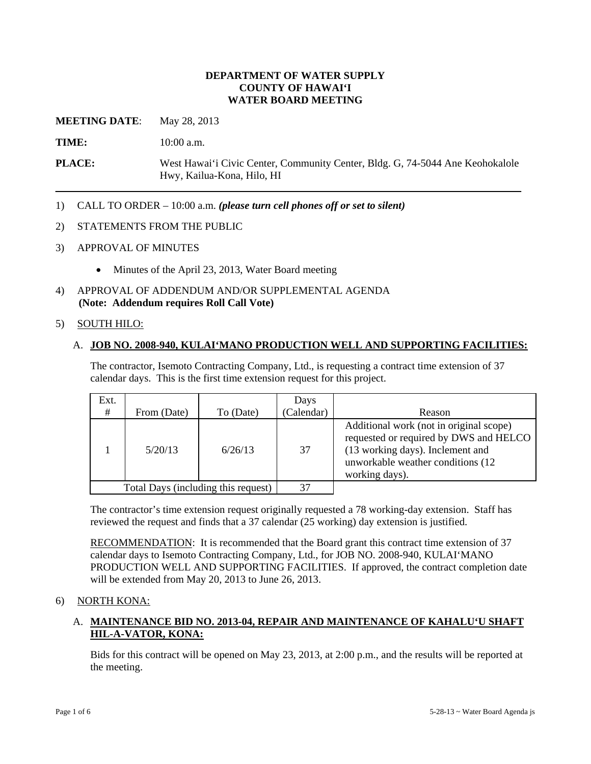**DEPARTMENT OF WATER SUPPLY**
**COUNTY OF HAWAIʻI**
**WATER BOARD MEETING**

**MEETING DATE**: May 28, 2013

**TIME:** 10:00 a.m.

**PLACE:** West Hawaiʻi Civic Center, Community Center, Bldg. G, 74-5044 Ane Keohokalole Hwy, Kailua-Kona, Hilo, HI

---

1) CALL TO ORDER – 10:00 a.m. ***(please turn cell phones off or set to silent)***

2) STATEMENTS FROM THE PUBLIC

3) APPROVAL OF MINUTES

   - Minutes of the April 23, 2013, Water Board meeting

4) APPROVAL OF ADDENDUM AND/OR SUPPLEMENTAL AGENDA
   **(Note: Addendum requires Roll Call Vote)**

5) SOUTH HILO:

   A. **JOB NO. 2008-940, KULAIʻMANO PRODUCTION WELL AND SUPPORTING FACILITIES:**

   The contractor, Isemoto Contracting Company, Ltd., is requesting a contract time extension of 37 calendar days. This is the first time extension request for this project.

| Ext. # | From (Date) | To (Date) | Days (Calendar) | Reason |
|---|---|---|---|---|
| 1 | 5/20/13 | 6/26/13 | 37 | Additional work (not in original scope) requested or required by DWS and HELCO (13 working days). Inclement and unworkable weather conditions (12 working days). |
| Total Days (including this request) | | | 37 | |

   The contractor's time extension request originally requested a 78 working-day extension. Staff has reviewed the request and finds that a 37 calendar (25 working) day extension is justified.

   RECOMMENDATION: It is recommended that the Board grant this contract time extension of 37 calendar days to Isemoto Contracting Company, Ltd., for JOB NO. 2008-940, KULAIʻMANO PRODUCTION WELL AND SUPPORTING FACILITIES. If approved, the contract completion date will be extended from May 20, 2013 to June 26, 2013.

6) NORTH KONA:

   A. **MAINTENANCE BID NO. 2013-04, REPAIR AND MAINTENANCE OF KAHALUʻU SHAFT HIL-A-VATOR, KONA:**

   Bids for this contract will be opened on May 23, 2013, at 2:00 p.m., and the results will be reported at the meeting.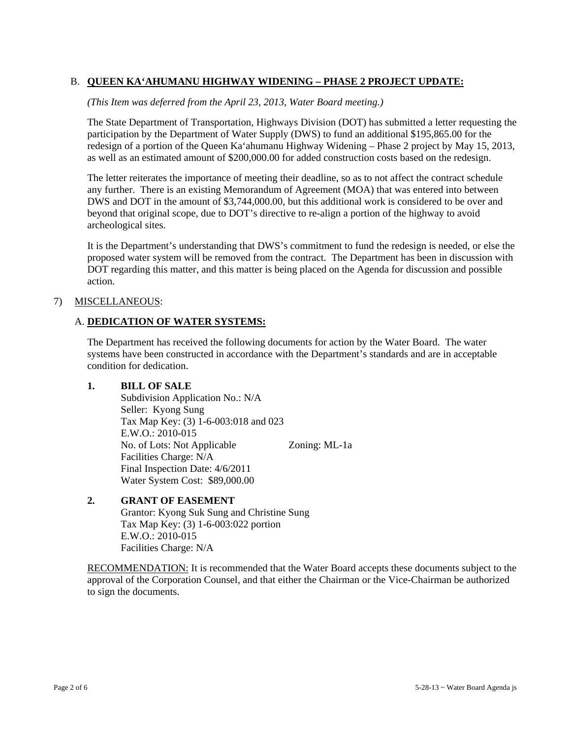B. **QUEEN KA'AHUMANU HIGHWAY WIDENING – PHASE 2 PROJECT UPDATE:**

*(This Item was deferred from the April 23, 2013, Water Board meeting.)*

The State Department of Transportation, Highways Division (DOT) has submitted a letter requesting the participation by the Department of Water Supply (DWS) to fund an additional $195,865.00 for the redesign of a portion of the Queen Ka'ahumanu Highway Widening – Phase 2 project by May 15, 2013, as well as an estimated amount of $200,000.00 for added construction costs based on the redesign.

The letter reiterates the importance of meeting their deadline, so as to not affect the contract schedule any further. There is an existing Memorandum of Agreement (MOA) that was entered into between DWS and DOT in the amount of $3,744,000.00, but this additional work is considered to be over and beyond that original scope, due to DOT's directive to re-align a portion of the highway to avoid archeological sites.

It is the Department's understanding that DWS's commitment to fund the redesign is needed, or else the proposed water system will be removed from the contract. The Department has been in discussion with DOT regarding this matter, and this matter is being placed on the Agenda for discussion and possible action.

7) MISCELLANEOUS:

A. **DEDICATION OF WATER SYSTEMS:**

The Department has received the following documents for action by the Water Board. The water systems have been constructed in accordance with the Department's standards and are in acceptable condition for dedication.

**1. BILL OF SALE**

Subdivision Application No.: N/A
Seller: Kyong Sung
Tax Map Key: (3) 1-6-003:018 and 023
E.W.O.: 2010-015
No. of Lots: Not Applicable    Zoning: ML-1a
Facilities Charge: N/A
Final Inspection Date: 4/6/2011
Water System Cost: $89,000.00

**2. GRANT OF EASEMENT**

Grantor: Kyong Suk Sung and Christine Sung
Tax Map Key: (3) 1-6-003:022 portion
E.W.O.: 2010-015
Facilities Charge: N/A

RECOMMENDATION: It is recommended that the Water Board accepts these documents subject to the approval of the Corporation Counsel, and that either the Chairman or the Vice-Chairman be authorized to sign the documents.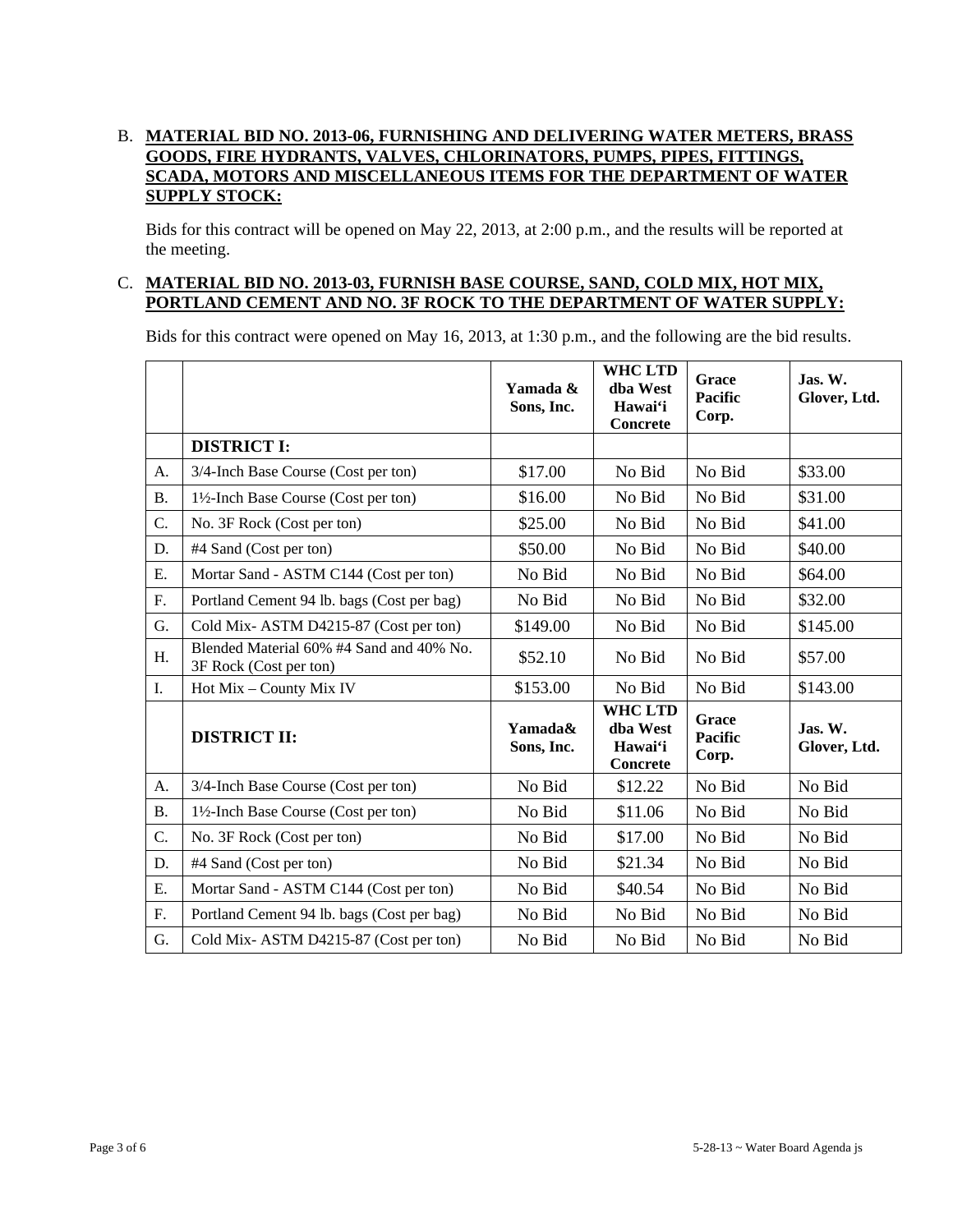B. **MATERIAL BID NO. 2013-06, FURNISHING AND DELIVERING WATER METERS, BRASS GOODS, FIRE HYDRANTS, VALVES, CHLORINATORS, PUMPS, PIPES, FITTINGS, SCADA, MOTORS AND MISCELLANEOUS ITEMS FOR THE DEPARTMENT OF WATER SUPPLY STOCK:**

Bids for this contract will be opened on May 22, 2013, at 2:00 p.m., and the results will be reported at the meeting.

C. **MATERIAL BID NO. 2013-03, FURNISH BASE COURSE, SAND, COLD MIX, HOT MIX, PORTLAND CEMENT AND NO. 3F ROCK TO THE DEPARTMENT OF WATER SUPPLY:**

Bids for this contract were opened on May 16, 2013, at 1:30 p.m., and the following are the bid results.

| | | Yamada & Sons, Inc. | WHC LTD dba West Hawai'i Concrete | Grace Pacific Corp. | Jas. W. Glover, Ltd. |
|---|---|---|---|---|---|
| | **DISTRICT I:** | | | | |
| A. | 3/4-Inch Base Course (Cost per ton) | $17.00 | No Bid | No Bid | $33.00 |
| B. | 1½-Inch Base Course (Cost per ton) | $16.00 | No Bid | No Bid | $31.00 |
| C. | No. 3F Rock (Cost per ton) | $25.00 | No Bid | No Bid | $41.00 |
| D. | #4 Sand (Cost per ton) | $50.00 | No Bid | No Bid | $40.00 |
| E. | Mortar Sand - ASTM C144 (Cost per ton) | No Bid | No Bid | No Bid | $64.00 |
| F. | Portland Cement 94 lb. bags (Cost per bag) | No Bid | No Bid | No Bid | $32.00 |
| G. | Cold Mix- ASTM D4215-87 (Cost per ton) | $149.00 | No Bid | No Bid | $145.00 |
| H. | Blended Material 60% #4 Sand and 40% No. 3F Rock (Cost per ton) | $52.10 | No Bid | No Bid | $57.00 |
| I. | Hot Mix – County Mix IV | $153.00 | No Bid | No Bid | $143.00 |
| | **DISTRICT II:** | **Yamada& Sons, Inc.** | **WHC LTD dba West Hawai'i Concrete** | **Grace Pacific Corp.** | **Jas. W. Glover, Ltd.** |
| A. | 3/4-Inch Base Course (Cost per ton) | No Bid | $12.22 | No Bid | No Bid |
| B. | 1½-Inch Base Course (Cost per ton) | No Bid | $11.06 | No Bid | No Bid |
| C. | No. 3F Rock (Cost per ton) | No Bid | $17.00 | No Bid | No Bid |
| D. | #4 Sand (Cost per ton) | No Bid | $21.34 | No Bid | No Bid |
| E. | Mortar Sand - ASTM C144 (Cost per ton) | No Bid | $40.54 | No Bid | No Bid |
| F. | Portland Cement 94 lb. bags (Cost per bag) | No Bid | No Bid | No Bid | No Bid |
| G. | Cold Mix- ASTM D4215-87 (Cost per ton) | No Bid | No Bid | No Bid | No Bid |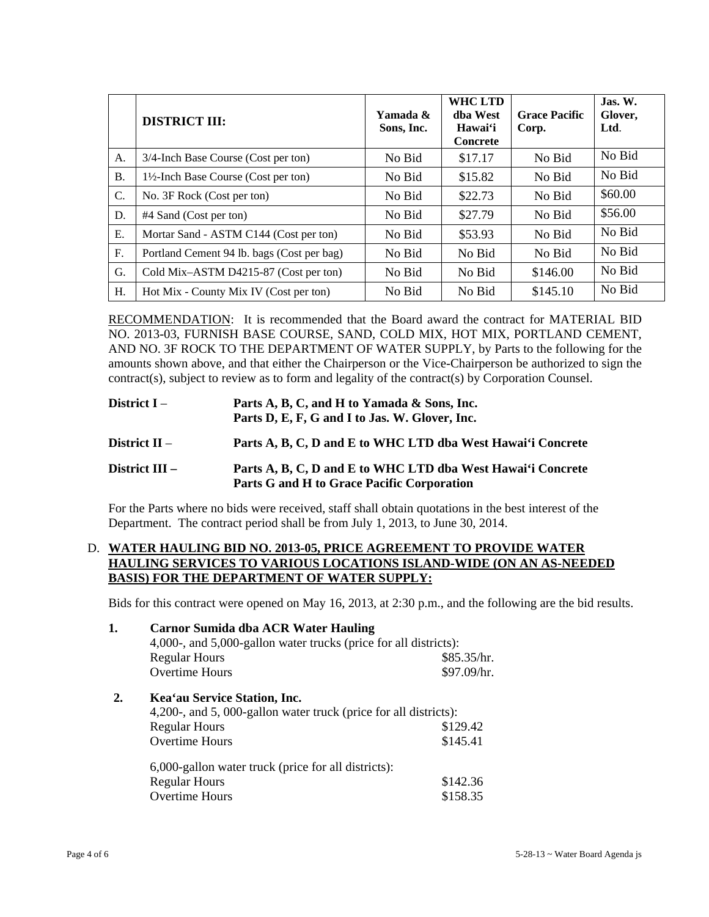| | **DISTRICT III:** | **Yamada & Sons, Inc.** | **WHC LTD dba West Hawai'i Concrete** | **Grace Pacific Corp.** | **Jas. W. Glover, Ltd.** |
|---|---|---|---|---|---|
| A. | 3/4-Inch Base Course (Cost per ton) | No Bid | $17.17 | No Bid | No Bid |
| B. | 1½-Inch Base Course (Cost per ton) | No Bid | $15.82 | No Bid | No Bid |
| C. | No. 3F Rock (Cost per ton) | No Bid | $22.73 | No Bid | $60.00 |
| D. | #4 Sand (Cost per ton) | No Bid | $27.79 | No Bid | $56.00 |
| E. | Mortar Sand - ASTM C144 (Cost per ton) | No Bid | $53.93 | No Bid | No Bid |
| F. | Portland Cement 94 lb. bags (Cost per bag) | No Bid | No Bid | No Bid | No Bid |
| G. | Cold Mix–ASTM D4215-87 (Cost per ton) | No Bid | No Bid | $146.00 | No Bid |
| H. | Hot Mix - County Mix IV (Cost per ton) | No Bid | No Bid | $145.10 | No Bid |

RECOMMENDATION: It is recommended that the Board award the contract for MATERIAL BID NO. 2013-03, FURNISH BASE COURSE, SAND, COLD MIX, HOT MIX, PORTLAND CEMENT, AND NO. 3F ROCK TO THE DEPARTMENT OF WATER SUPPLY, by Parts to the following for the amounts shown above, and that either the Chairperson or the Vice-Chairperson be authorized to sign the contract(s), subject to review as to form and legality of the contract(s) by Corporation Counsel.

**District I** – **Parts A, B, C, and H to Yamada & Sons, Inc.**
**Parts D, E, F, G and I to Jas. W. Glover, Inc.**

**District II** – **Parts A, B, C, D and E to WHC LTD dba West Hawai'i Concrete**

**District III** – **Parts A, B, C, D and E to WHC LTD dba West Hawai'i Concrete**
**Parts G and H to Grace Pacific Corporation**

For the Parts where no bids were received, staff shall obtain quotations in the best interest of the Department. The contract period shall be from July 1, 2013, to June 30, 2014.

D. **WATER HAULING BID NO. 2013-05, PRICE AGREEMENT TO PROVIDE WATER HAULING SERVICES TO VARIOUS LOCATIONS ISLAND-WIDE (ON AN AS-NEEDED BASIS) FOR THE DEPARTMENT OF WATER SUPPLY:**

Bids for this contract were opened on May 16, 2013, at 2:30 p.m., and the following are the bid results.

**1. Carnor Sumida dba ACR Water Hauling**

4,000-, and 5,000-gallon water trucks (price for all districts):

| | |
|---|---|
| Regular Hours | $85.35/hr. |
| Overtime Hours | $97.09/hr. |

**2. Kea'au Service Station, Inc.**

4,200-, and 5, 000-gallon water truck (price for all districts):

| | |
|---|---|
| Regular Hours | $129.42 |
| Overtime Hours | $145.41 |

6,000-gallon water truck (price for all districts):

| | |
|---|---|
| Regular Hours | $142.36 |
| Overtime Hours | $158.35 |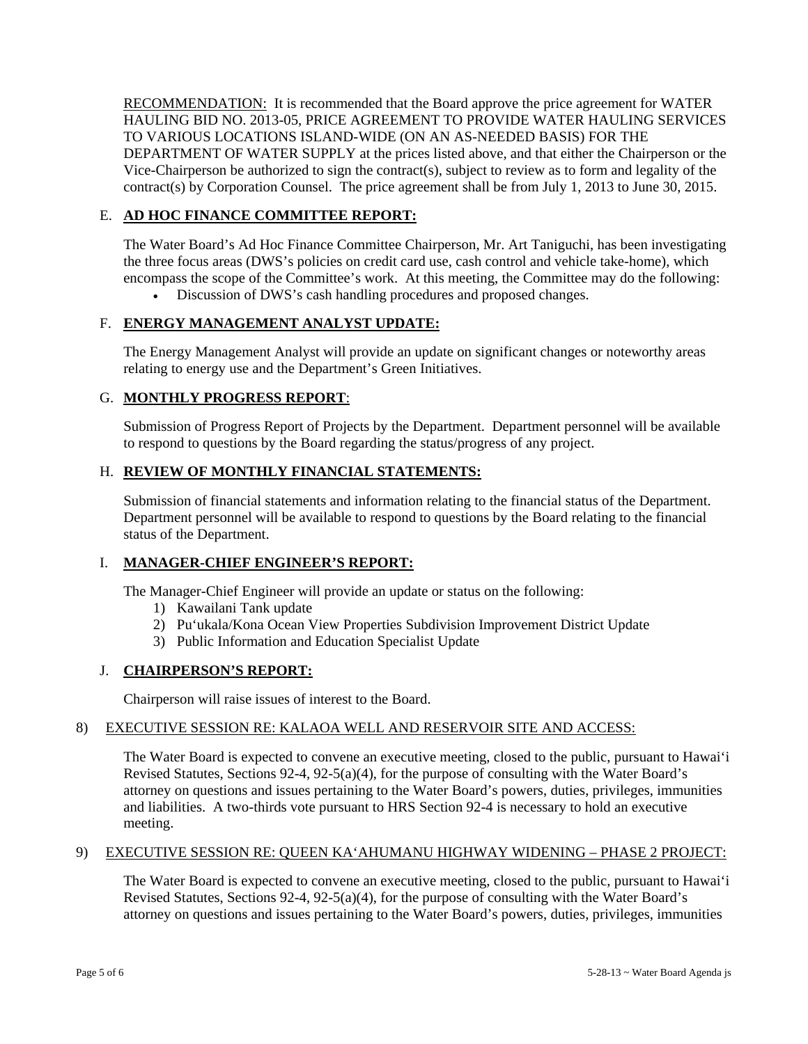RECOMMENDATION: It is recommended that the Board approve the price agreement for WATER HAULING BID NO. 2013-05, PRICE AGREEMENT TO PROVIDE WATER HAULING SERVICES TO VARIOUS LOCATIONS ISLAND-WIDE (ON AN AS-NEEDED BASIS) FOR THE DEPARTMENT OF WATER SUPPLY at the prices listed above, and that either the Chairperson or the Vice-Chairperson be authorized to sign the contract(s), subject to review as to form and legality of the contract(s) by Corporation Counsel. The price agreement shall be from July 1, 2013 to June 30, 2015.

E. **AD HOC FINANCE COMMITTEE REPORT:**

The Water Board's Ad Hoc Finance Committee Chairperson, Mr. Art Taniguchi, has been investigating the three focus areas (DWS's policies on credit card use, cash control and vehicle take-home), which encompass the scope of the Committee's work. At this meeting, the Committee may do the following:

- Discussion of DWS's cash handling procedures and proposed changes.

F. **ENERGY MANAGEMENT ANALYST UPDATE:**

The Energy Management Analyst will provide an update on significant changes or noteworthy areas relating to energy use and the Department's Green Initiatives.

G. **MONTHLY PROGRESS REPORT**:

Submission of Progress Report of Projects by the Department. Department personnel will be available to respond to questions by the Board regarding the status/progress of any project.

H. **REVIEW OF MONTHLY FINANCIAL STATEMENTS:**

Submission of financial statements and information relating to the financial status of the Department. Department personnel will be available to respond to questions by the Board relating to the financial status of the Department.

I. **MANAGER-CHIEF ENGINEER'S REPORT:**

The Manager-Chief Engineer will provide an update or status on the following:

1) Kawailani Tank update
2) Pu‘ukala/Kona Ocean View Properties Subdivision Improvement District Update
3) Public Information and Education Specialist Update

J. **CHAIRPERSON'S REPORT:**

Chairperson will raise issues of interest to the Board.

8) EXECUTIVE SESSION RE: KALAOA WELL AND RESERVOIR SITE AND ACCESS:

The Water Board is expected to convene an executive meeting, closed to the public, pursuant to Hawai‘i Revised Statutes, Sections 92-4, 92-5(a)(4), for the purpose of consulting with the Water Board's attorney on questions and issues pertaining to the Water Board's powers, duties, privileges, immunities and liabilities. A two-thirds vote pursuant to HRS Section 92-4 is necessary to hold an executive meeting.

9) EXECUTIVE SESSION RE: QUEEN KA‘AHUMANU HIGHWAY WIDENING – PHASE 2 PROJECT:

The Water Board is expected to convene an executive meeting, closed to the public, pursuant to Hawai‘i Revised Statutes, Sections 92-4, 92-5(a)(4), for the purpose of consulting with the Water Board's attorney on questions and issues pertaining to the Water Board's powers, duties, privileges, immunities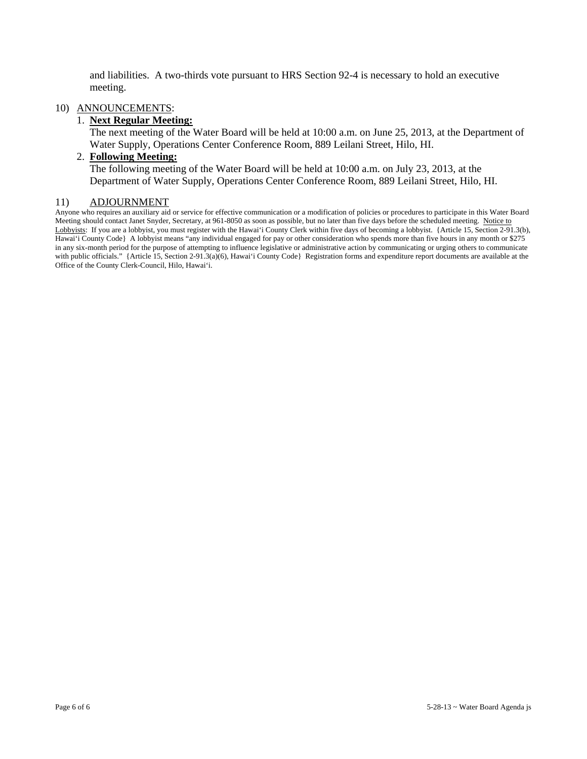and liabilities. A two-thirds vote pursuant to HRS Section 92-4 is necessary to hold an executive meeting.

10) ANNOUNCEMENTS:

1. **Next Regular Meeting:**
   The next meeting of the Water Board will be held at 10:00 a.m. on June 25, 2013, at the Department of Water Supply, Operations Center Conference Room, 889 Leilani Street, Hilo, HI.

2. **Following Meeting:**
   The following meeting of the Water Board will be held at 10:00 a.m. on July 23, 2013, at the Department of Water Supply, Operations Center Conference Room, 889 Leilani Street, Hilo, HI.

11) ADJOURNMENT

Anyone who requires an auxiliary aid or service for effective communication or a modification of policies or procedures to participate in this Water Board Meeting should contact Janet Snyder, Secretary, at 961-8050 as soon as possible, but no later than five days before the scheduled meeting. Notice to Lobbyists: If you are a lobbyist, you must register with the Hawai'i County Clerk within five days of becoming a lobbyist. {Article 15, Section 2-91.3(b), Hawai'i County Code} A lobbyist means "any individual engaged for pay or other consideration who spends more than five hours in any month or $275 in any six-month period for the purpose of attempting to influence legislative or administrative action by communicating or urging others to communicate with public officials." {Article 15, Section 2-91.3(a)(6), Hawai'i County Code} Registration forms and expenditure report documents are available at the Office of the County Clerk-Council, Hilo, Hawai'i.